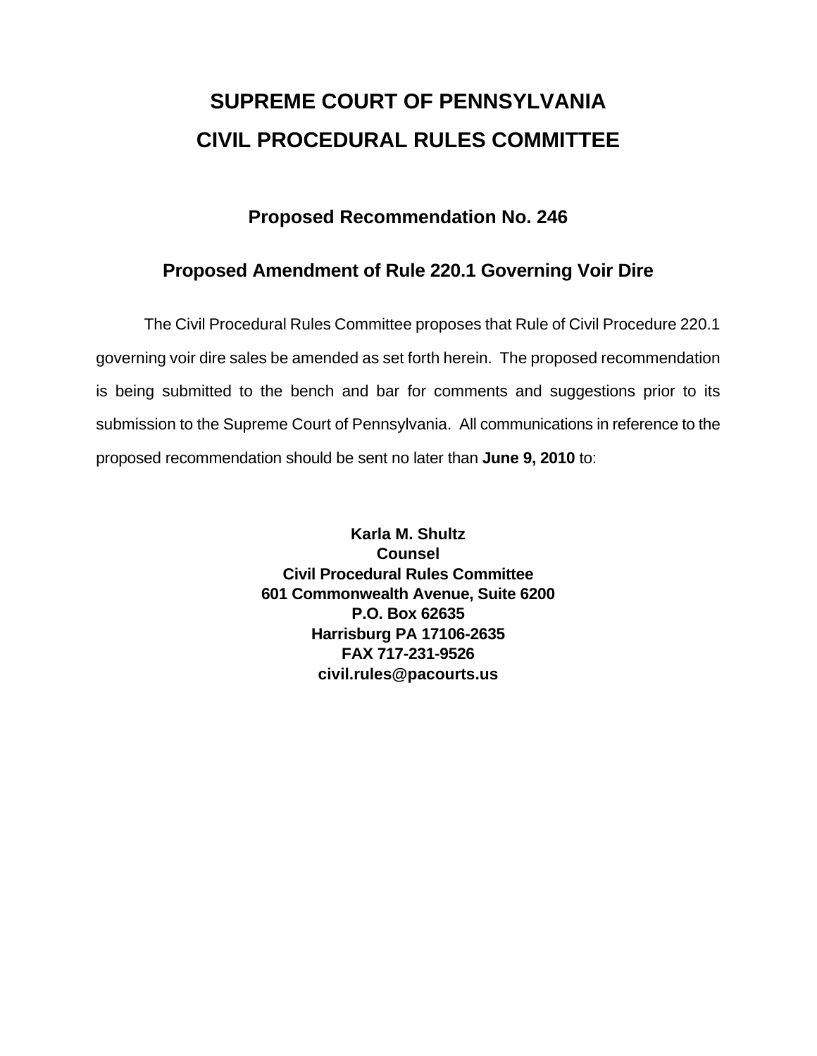# SUPREME COURT OF PENNSYLVANIA
# CIVIL PROCEDURAL RULES COMMITTEE

## Proposed Recommendation No. 246

## Proposed Amendment of Rule 220.1 Governing Voir Dire

The Civil Procedural Rules Committee proposes that Rule of Civil Procedure 220.1 governing voir dire sales be amended as set forth herein. The proposed recommendation is being submitted to the bench and bar for comments and suggestions prior to its submission to the Supreme Court of Pennsylvania. All communications in reference to the proposed recommendation should be sent no later than **June 9, 2010** to:

**Karla M. Shultz**
**Counsel**
**Civil Procedural Rules Committee**
**601 Commonwealth Avenue, Suite 6200**
**P.O. Box 62635**
**Harrisburg PA 17106-2635**
**FAX 717-231-9526**
**civil.rules@pacourts.us**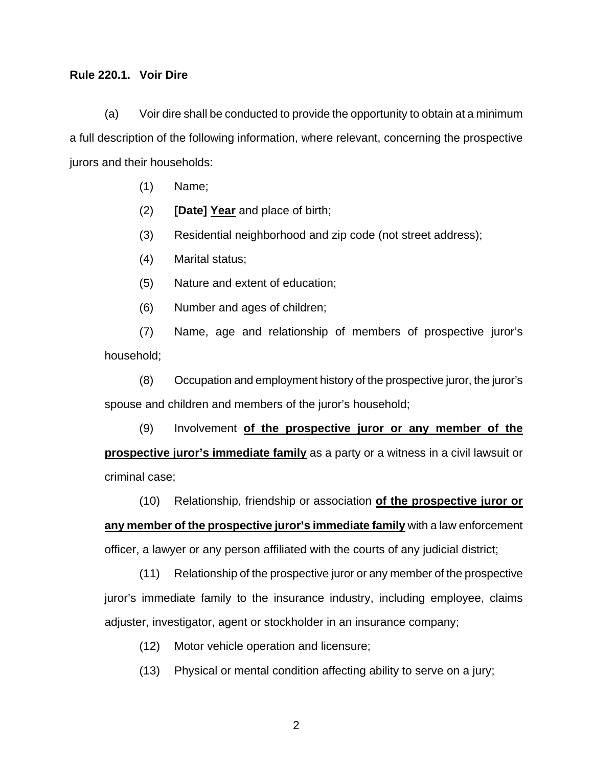**Rule 220.1. Voir Dire**

(a) Voir dire shall be conducted to provide the opportunity to obtain at a minimum a full description of the following information, where relevant, concerning the prospective jurors and their households:

(1) Name;

(2) **[Date]** **<u>Year</u>** and place of birth;

(3) Residential neighborhood and zip code (not street address);

(4) Marital status;

(5) Nature and extent of education;

(6) Number and ages of children;

(7) Name, age and relationship of members of prospective juror's household;

(8) Occupation and employment history of the prospective juror, the juror's spouse and children and members of the juror's household;

(9) Involvement **<u>of the prospective juror or any member of the prospective juror's immediate family</u>** as a party or a witness in a civil lawsuit or criminal case;

(10) Relationship, friendship or association **<u>of the prospective juror or any member of the prospective juror's immediate family</u>** with a law enforcement officer, a lawyer or any person affiliated with the courts of any judicial district;

(11) Relationship of the prospective juror or any member of the prospective juror's immediate family to the insurance industry, including employee, claims adjuster, investigator, agent or stockholder in an insurance company;

(12) Motor vehicle operation and licensure;

(13) Physical or mental condition affecting ability to serve on a jury;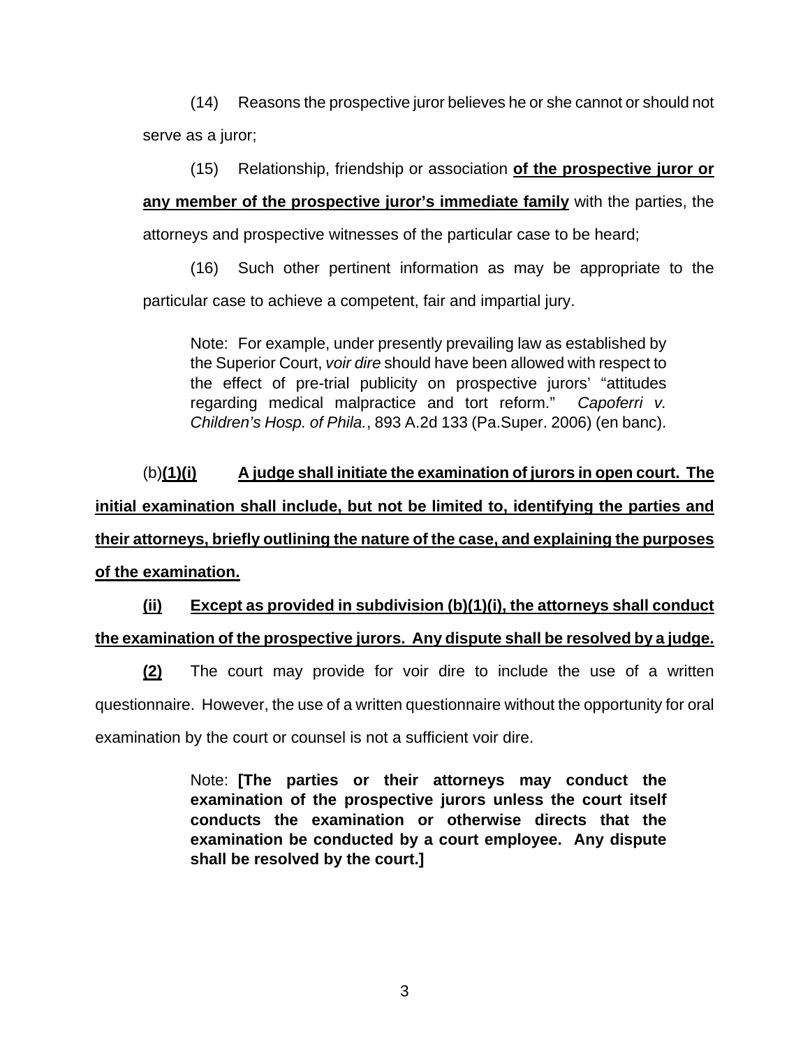(14) Reasons the prospective juror believes he or she cannot or should not serve as a juror;

(15) Relationship, friendship or association **of the prospective juror or any member of the prospective juror's immediate family** with the parties, the attorneys and prospective witnesses of the particular case to be heard;

(16) Such other pertinent information as may be appropriate to the particular case to achieve a competent, fair and impartial jury.

> Note: For example, under presently prevailing law as established by the Superior Court, *voir dire* should have been allowed with respect to the effect of pre-trial publicity on prospective jurors' "attitudes regarding medical malpractice and tort reform." *Capoferri v. Children's Hosp. of Phila.*, 893 A.2d 133 (Pa.Super. 2006) (en banc).

(b)**(1)(i) A judge shall initiate the examination of jurors in open court. The initial examination shall include, but not be limited to, identifying the parties and their attorneys, briefly outlining the nature of the case, and explaining the purposes of the examination.**

**(ii) Except as provided in subdivision (b)(1)(i), the attorneys shall conduct the examination of the prospective jurors. Any dispute shall be resolved by a judge.**

**(2)** The court may provide for voir dire to include the use of a written questionnaire. However, the use of a written questionnaire without the opportunity for oral examination by the court or counsel is not a sufficient voir dire.

> Note: **[The parties or their attorneys may conduct the examination of the prospective jurors unless the court itself conducts the examination or otherwise directs that the examination be conducted by a court employee. Any dispute shall be resolved by the court.]**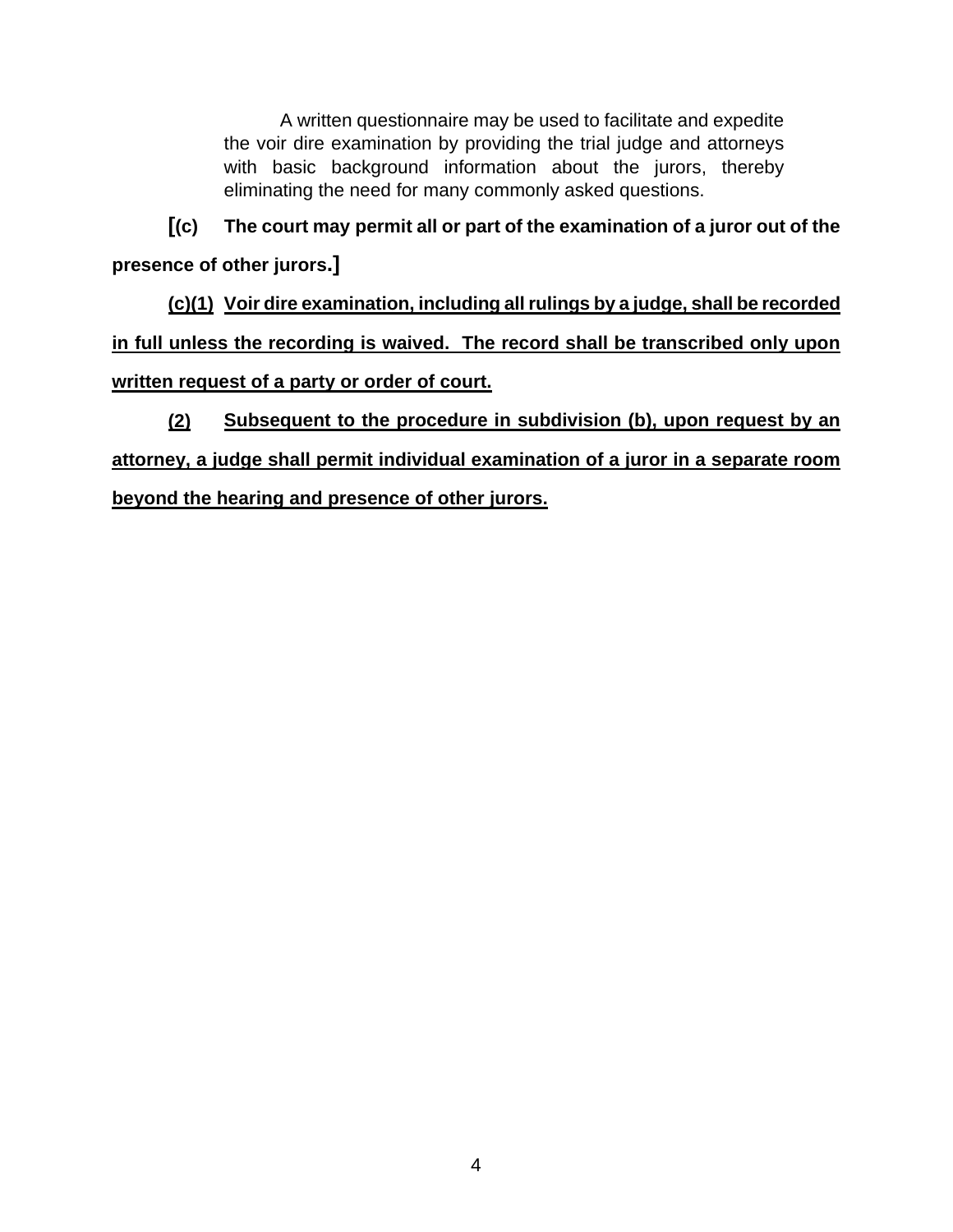> A written questionnaire may be used to facilitate and expedite the voir dire examination by providing the trial judge and attorneys with basic background information about the jurors, thereby eliminating the need for many commonly asked questions.

**[(c) The court may permit all or part of the examination of a juror out of the presence of other jurors.]**

**<u>(c)(1) Voir dire examination, including all rulings by a judge, shall be recorded in full unless the recording is waived. The record shall be transcribed only upon written request of a party or order of court.</u>**

**<u>(2) Subsequent to the procedure in subdivision (b), upon request by an attorney, a judge shall permit individual examination of a juror in a separate room beyond the hearing and presence of other jurors.</u>**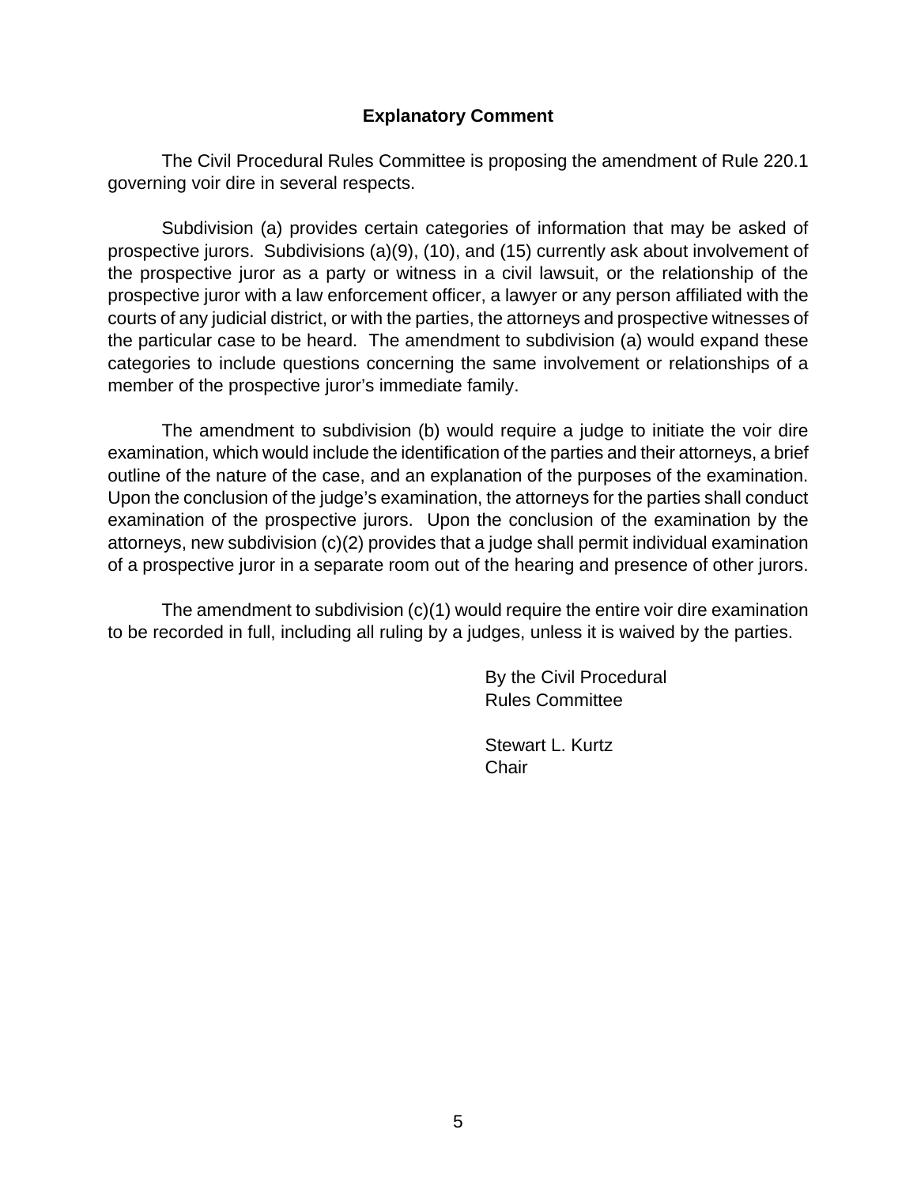## Explanatory Comment

The Civil Procedural Rules Committee is proposing the amendment of Rule 220.1 governing voir dire in several respects.

Subdivision (a) provides certain categories of information that may be asked of prospective jurors. Subdivisions (a)(9), (10), and (15) currently ask about involvement of the prospective juror as a party or witness in a civil lawsuit, or the relationship of the prospective juror with a law enforcement officer, a lawyer or any person affiliated with the courts of any judicial district, or with the parties, the attorneys and prospective witnesses of the particular case to be heard. The amendment to subdivision (a) would expand these categories to include questions concerning the same involvement or relationships of a member of the prospective juror's immediate family.

The amendment to subdivision (b) would require a judge to initiate the voir dire examination, which would include the identification of the parties and their attorneys, a brief outline of the nature of the case, and an explanation of the purposes of the examination. Upon the conclusion of the judge's examination, the attorneys for the parties shall conduct examination of the prospective jurors. Upon the conclusion of the examination by the attorneys, new subdivision (c)(2) provides that a judge shall permit individual examination of a prospective juror in a separate room out of the hearing and presence of other jurors.

The amendment to subdivision (c)(1) would require the entire voir dire examination to be recorded in full, including all ruling by a judges, unless it is waived by the parties.

By the Civil Procedural
Rules Committee

Stewart L. Kurtz
Chair